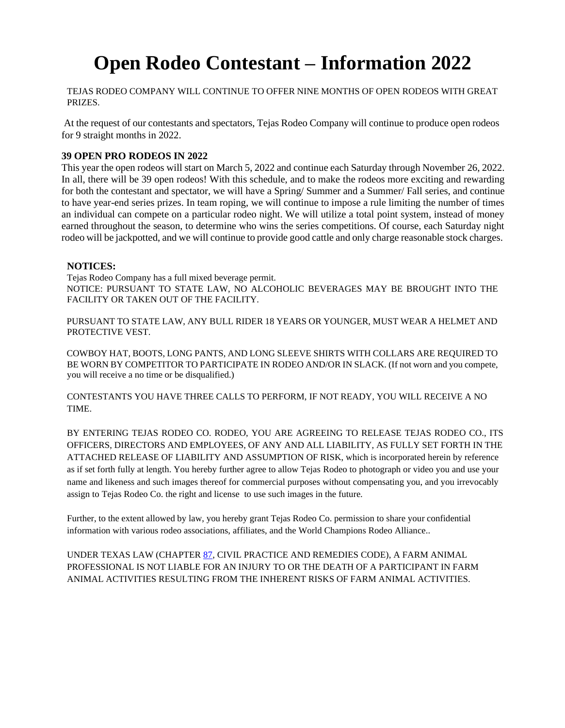# Open Rodeo Contestant – Information 2022

TEJAS RODEO COMPANY WILL CONTINUE TO OFFER NINE MONTHS OF OPEN RODEOS WITH GREAT PRIZES.

At the request of our contestants and spectators, Tejas Rodeo Company will continue to produce open rodeos for 9 straight months in 2022.

**39 OPEN PRO RODEOS IN 2022**

This year the open rodeos will start on March 5, 2022 and continue each Saturday through November 26, 2022. In all, there will be 39 open rodeos! With this schedule, and to make the rodeos more exciting and rewarding for both the contestant and spectator, we will have a Spring/ Summer and a Summer/ Fall series, and continue to have year-end series prizes. In team roping, we will continue to impose a rule limiting the number of times an individual can compete on a particular rodeo night. We will utilize a total point system, instead of money earned throughout the season, to determine who wins the series competitions. Of course, each Saturday night rodeo will be jackpotted, and we will continue to provide good cattle and only charge reasonable stock charges.

**NOTICES:**

Tejas Rodeo Company has a full mixed beverage permit.

NOTICE: PURSUANT TO STATE LAW, NO ALCOHOLIC BEVERAGES MAY BE BROUGHT INTO THE FACILITY OR TAKEN OUT OF THE FACILITY.

PURSUANT TO STATE LAW, ANY BULL RIDER 18 YEARS OR YOUNGER, MUST WEAR A HELMET AND PROTECTIVE VEST.

COWBOY HAT, BOOTS, LONG PANTS, AND LONG SLEEVE SHIRTS WITH COLLARS ARE REQUIRED TO BE WORN BY COMPETITOR TO PARTICIPATE IN RODEO AND/OR IN SLACK. (If not worn and you compete, you will receive a no time or be disqualified.)

CONTESTANTS YOU HAVE THREE CALLS TO PERFORM, IF NOT READY, YOU WILL RECEIVE A NO TIME.

BY ENTERING TEJAS RODEO CO. RODEO, YOU ARE AGREEING TO RELEASE TEJAS RODEO CO., ITS OFFICERS, DIRECTORS AND EMPLOYEES, OF ANY AND ALL LIABILITY, AS FULLY SET FORTH IN THE ATTACHED RELEASE OF LIABILITY AND ASSUMPTION OF RISK, which is incorporated herein by reference as if set forth fully at length. You hereby further agree to allow Tejas Rodeo to photograph or video you and use your name and likeness and such images thereof for commercial purposes without compensating you, and you irrevocably assign to Tejas Rodeo Co. the right and license to use such images in the future.

Further, to the extent allowed by law, you hereby grant Tejas Rodeo Co. permission to share your confidential information with various rodeo associations, affiliates, and the World Champions Rodeo Alliance..

UNDER TEXAS LAW (CHAPTER 87, CIVIL PRACTICE AND REMEDIES CODE), A FARM ANIMAL PROFESSIONAL IS NOT LIABLE FOR AN INJURY TO OR THE DEATH OF A PARTICIPANT IN FARM ANIMAL ACTIVITIES RESULTING FROM THE INHERENT RISKS OF FARM ANIMAL ACTIVITIES.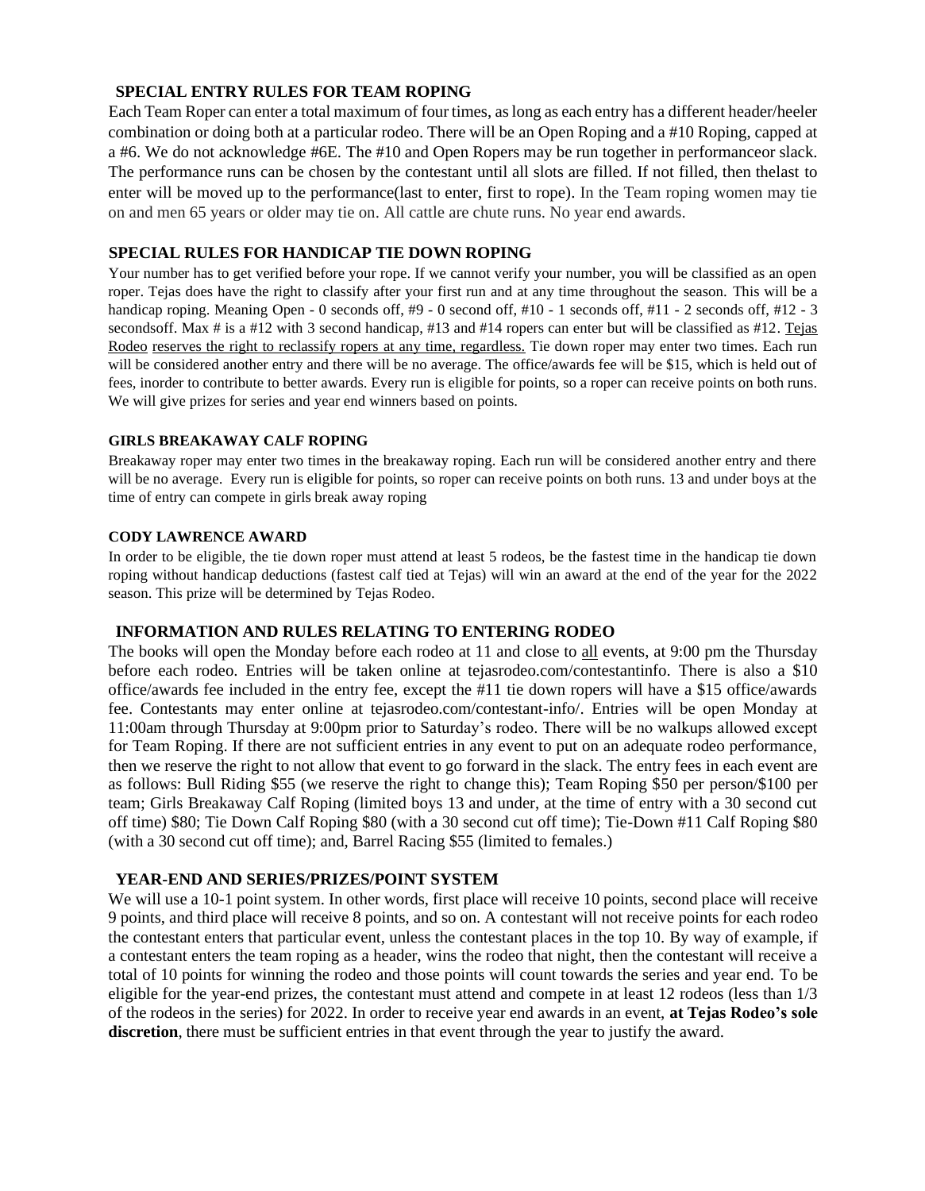## SPECIAL ENTRY RULES FOR TEAM ROPING

Each Team Roper can enter a total maximum of four times, as long as each entry has a different header/heeler combination or doing both at a particular rodeo. There will be an Open Roping and a #10 Roping, capped at a #6. We do not acknowledge #6E. The #10 and Open Ropers may be run together in performanceor slack. The performance runs can be chosen by the contestant until all slots are filled. If not filled, then thelast to enter will be moved up to the performance(last to enter, first to rope). In the Team roping women may tie on and men 65 years or older may tie on. All cattle are chute runs. No year end awards.

## SPECIAL RULES FOR HANDICAP TIE DOWN ROPING

Your number has to get verified before your rope. If we cannot verify your number, you will be classified as an open roper. Tejas does have the right to classify after your first run and at any time throughout the season. This will be a handicap roping. Meaning Open - 0 seconds off, #9 - 0 second off, #10 - 1 seconds off, #11 - 2 seconds off, #12 - 3 secondsoff. Max # is a #12 with 3 second handicap, #13 and #14 ropers can enter but will be classified as #12. <u>Tejas Rodeo</u> <u>reserves the right to reclassify ropers at any time, regardless.</u> Tie down roper may enter two times. Each run will be considered another entry and there will be no average. The office/awards fee will be $15, which is held out of fees, inorder to contribute to better awards. Every run is eligible for points, so a roper can receive points on both runs. We will give prizes for series and year end winners based on points.

### GIRLS BREAKAWAY CALF ROPING

Breakaway roper may enter two times in the breakaway roping. Each run will be considered another entry and there will be no average. Every run is eligible for points, so roper can receive points on both runs. 13 and under boys at the time of entry can compete in girls break away roping

### CODY LAWRENCE AWARD

In order to be eligible, the tie down roper must attend at least 5 rodeos, be the fastest time in the handicap tie down roping without handicap deductions (fastest calf tied at Tejas) will win an award at the end of the year for the 2022 season. This prize will be determined by Tejas Rodeo.

## INFORMATION AND RULES RELATING TO ENTERING RODEO

The books will open the Monday before each rodeo at 11 and close to <u>all</u> events, at 9:00 pm the Thursday before each rodeo. Entries will be taken online at tejasrodeo.com/contestantinfo. There is also a $10 office/awards fee included in the entry fee, except the #11 tie down ropers will have a $15 office/awards fee. Contestants may enter online at tejasrodeo.com/contestant-info/. Entries will be open Monday at 11:00am through Thursday at 9:00pm prior to Saturday's rodeo. There will be no walkups allowed except for Team Roping. If there are not sufficient entries in any event to put on an adequate rodeo performance, then we reserve the right to not allow that event to go forward in the slack. The entry fees in each event are as follows: Bull Riding $55 (we reserve the right to change this); Team Roping $50 per person/$100 per team; Girls Breakaway Calf Roping (limited boys 13 and under, at the time of entry with a 30 second cut off time) $80; Tie Down Calf Roping $80 (with a 30 second cut off time); Tie-Down #11 Calf Roping $80 (with a 30 second cut off time); and, Barrel Racing $55 (limited to females.)

## YEAR-END AND SERIES/PRIZES/POINT SYSTEM

We will use a 10-1 point system. In other words, first place will receive 10 points, second place will receive 9 points, and third place will receive 8 points, and so on. A contestant will not receive points for each rodeo the contestant enters that particular event, unless the contestant places in the top 10. By way of example, if a contestant enters the team roping as a header, wins the rodeo that night, then the contestant will receive a total of 10 points for winning the rodeo and those points will count towards the series and year end. To be eligible for the year-end prizes, the contestant must attend and compete in at least 12 rodeos (less than 1/3 of the rodeos in the series) for 2022. In order to receive year end awards in an event, **at Tejas Rodeo's sole discretion**, there must be sufficient entries in that event through the year to justify the award.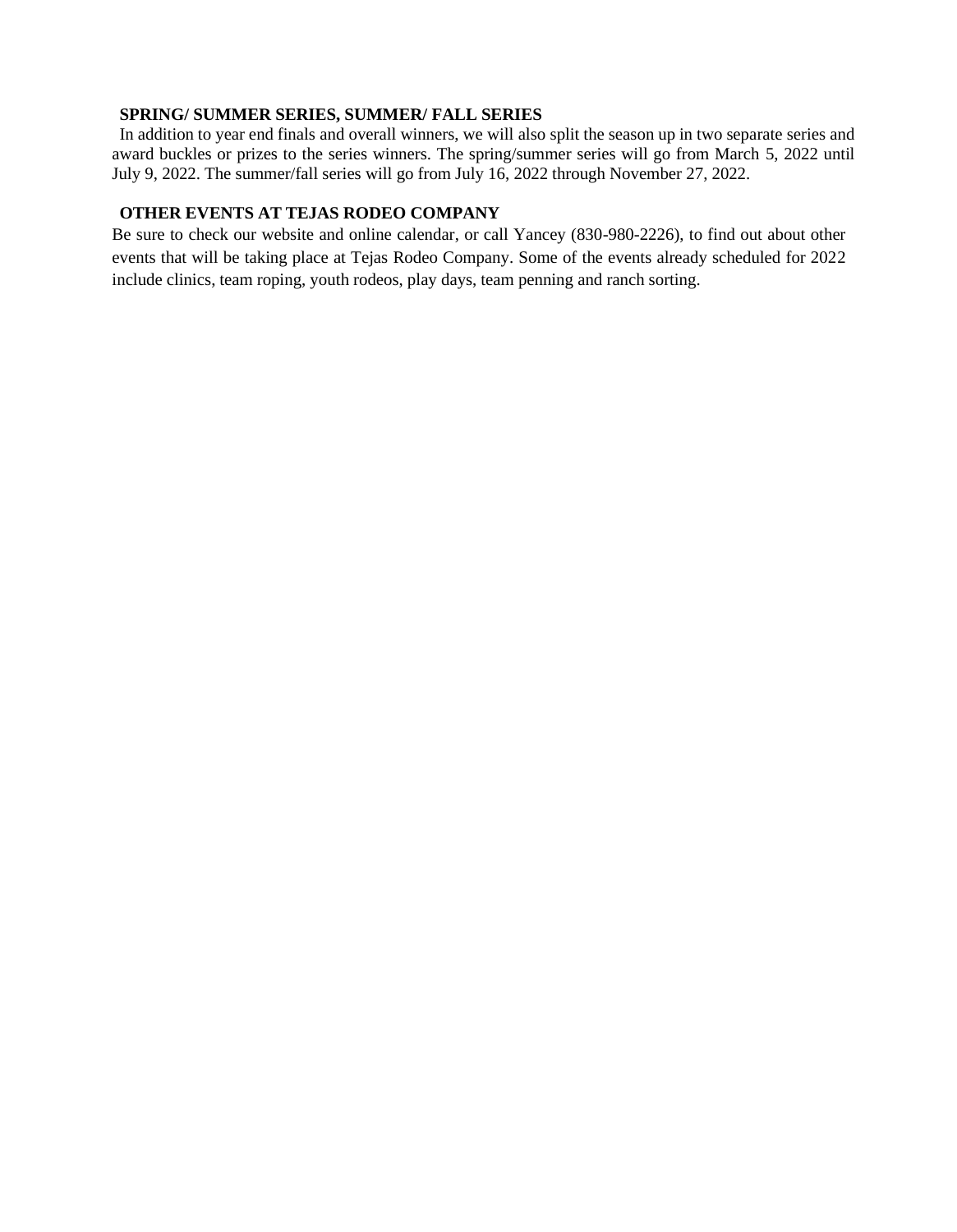**SPRING/ SUMMER SERIES, SUMMER/ FALL SERIES**

In addition to year end finals and overall winners, we will also split the season up in two separate series and award buckles or prizes to the series winners. The spring/summer series will go from March 5, 2022 until July 9, 2022. The summer/fall series will go from July 16, 2022 through November 27, 2022.

**OTHER EVENTS AT TEJAS RODEO COMPANY**

Be sure to check our website and online calendar, or call Yancey (830-980-2226), to find out about other events that will be taking place at Tejas Rodeo Company. Some of the events already scheduled for 2022 include clinics, team roping, youth rodeos, play days, team penning and ranch sorting.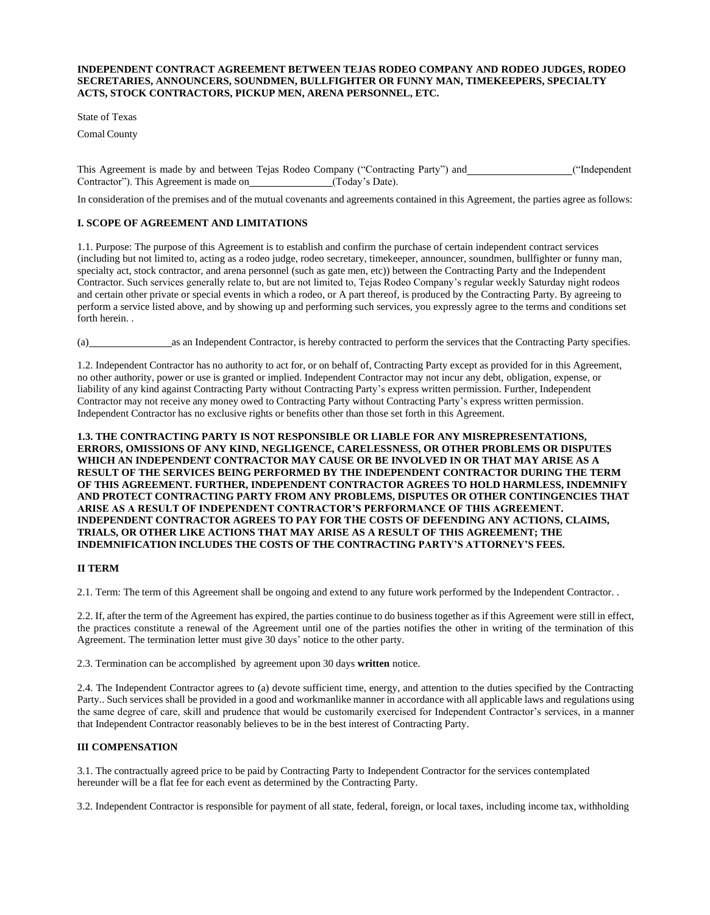**INDEPENDENT CONTRACT AGREEMENT BETWEEN TEJAS RODEO COMPANY AND RODEO JUDGES, RODEO SECRETARIES, ANNOUNCERS, SOUNDMEN, BULLFIGHTER OR FUNNY MAN, TIMEKEEPERS, SPECIALTY ACTS, STOCK CONTRACTORS, PICKUP MEN, ARENA PERSONNEL, ETC.**

State of Texas

Comal County

This Agreement is made by and between Tejas Rodeo Company ("Contracting Party") and \_\_\_\_\_\_\_\_\_\_\_\_\_\_\_\_\_\_\_\_ ("Independent Contractor"). This Agreement is made on \_\_\_\_\_\_\_\_\_\_\_\_\_\_\_\_ (Today's Date).

In consideration of the premises and of the mutual covenants and agreements contained in this Agreement, the parties agree as follows:

**I. SCOPE OF AGREEMENT AND LIMITATIONS**

1.1. Purpose: The purpose of this Agreement is to establish and confirm the purchase of certain independent contract services (including but not limited to, acting as a rodeo judge, rodeo secretary, timekeeper, announcer, soundmen, bullfighter or funny man, specialty act, stock contractor, and arena personnel (such as gate men, etc)) between the Contracting Party and the Independent Contractor. Such services generally relate to, but are not limited to, Tejas Rodeo Company's regular weekly Saturday night rodeos and certain other private or special events in which a rodeo, or A part thereof, is produced by the Contracting Party. By agreeing to perform a service listed above, and by showing up and performing such services, you expressly agree to the terms and conditions set forth herein. .

(a) \_\_\_\_\_\_\_\_\_\_\_\_\_\_\_\_ as an Independent Contractor, is hereby contracted to perform the services that the Contracting Party specifies.

1.2. Independent Contractor has no authority to act for, or on behalf of, Contracting Party except as provided for in this Agreement, no other authority, power or use is granted or implied. Independent Contractor may not incur any debt, obligation, expense, or liability of any kind against Contracting Party without Contracting Party's express written permission. Further, Independent Contractor may not receive any money owed to Contracting Party without Contracting Party's express written permission. Independent Contractor has no exclusive rights or benefits other than those set forth in this Agreement.

**1.3. THE CONTRACTING PARTY IS NOT RESPONSIBLE OR LIABLE FOR ANY MISREPRESENTATIONS, ERRORS, OMISSIONS OF ANY KIND, NEGLIGENCE, CARELESSNESS, OR OTHER PROBLEMS OR DISPUTES WHICH AN INDEPENDENT CONTRACTOR MAY CAUSE OR BE INVOLVED IN OR THAT MAY ARISE AS A RESULT OF THE SERVICES BEING PERFORMED BY THE INDEPENDENT CONTRACTOR DURING THE TERM OF THIS AGREEMENT. FURTHER, INDEPENDENT CONTRACTOR AGREES TO HOLD HARMLESS, INDEMNIFY AND PROTECT CONTRACTING PARTY FROM ANY PROBLEMS, DISPUTES OR OTHER CONTINGENCIES THAT ARISE AS A RESULT OF INDEPENDENT CONTRACTOR'S PERFORMANCE OF THIS AGREEMENT. INDEPENDENT CONTRACTOR AGREES TO PAY FOR THE COSTS OF DEFENDING ANY ACTIONS, CLAIMS, TRIALS, OR OTHER LIKE ACTIONS THAT MAY ARISE AS A RESULT OF THIS AGREEMENT; THE INDEMNIFICATION INCLUDES THE COSTS OF THE CONTRACTING PARTY'S ATTORNEY'S FEES.**

**II TERM**

2.1. Term: The term of this Agreement shall be ongoing and extend to any future work performed by the Independent Contractor. .

2.2. If, after the term of the Agreement has expired, the parties continue to do business together as if this Agreement were still in effect, the practices constitute a renewal of the Agreement until one of the parties notifies the other in writing of the termination of this Agreement. The termination letter must give 30 days' notice to the other party.

2.3. Termination can be accomplished by agreement upon 30 days **written** notice.

2.4. The Independent Contractor agrees to (a) devote sufficient time, energy, and attention to the duties specified by the Contracting Party.. Such services shall be provided in a good and workmanlike manner in accordance with all applicable laws and regulations using the same degree of care, skill and prudence that would be customarily exercised for Independent Contractor's services, in a manner that Independent Contractor reasonably believes to be in the best interest of Contracting Party.

**III COMPENSATION**

3.1. The contractually agreed price to be paid by Contracting Party to Independent Contractor for the services contemplated hereunder will be a flat fee for each event as determined by the Contracting Party.

3.2. Independent Contractor is responsible for payment of all state, federal, foreign, or local taxes, including income tax, withholding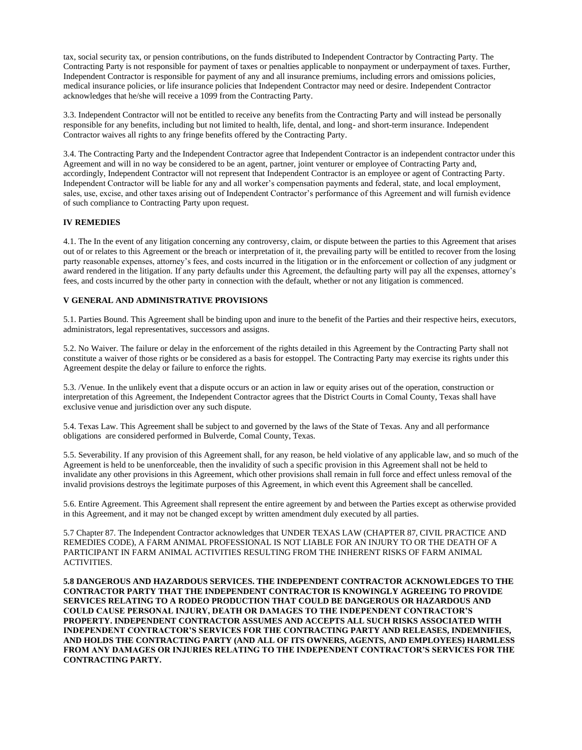tax, social security tax, or pension contributions, on the funds distributed to Independent Contractor by Contracting Party. The Contracting Party is not responsible for payment of taxes or penalties applicable to nonpayment or underpayment of taxes. Further, Independent Contractor is responsible for payment of any and all insurance premiums, including errors and omissions policies, medical insurance policies, or life insurance policies that Independent Contractor may need or desire. Independent Contractor acknowledges that he/she will receive a 1099 from the Contracting Party.

3.3. Independent Contractor will not be entitled to receive any benefits from the Contracting Party and will instead be personally responsible for any benefits, including but not limited to health, life, dental, and long- and short-term insurance. Independent Contractor waives all rights to any fringe benefits offered by the Contracting Party.

3.4. The Contracting Party and the Independent Contractor agree that Independent Contractor is an independent contractor under this Agreement and will in no way be considered to be an agent, partner, joint venturer or employee of Contracting Party and, accordingly, Independent Contractor will not represent that Independent Contractor is an employee or agent of Contracting Party. Independent Contractor will be liable for any and all worker's compensation payments and federal, state, and local employment, sales, use, excise, and other taxes arising out of Independent Contractor's performance of this Agreement and will furnish evidence of such compliance to Contracting Party upon request.

**IV REMEDIES**

4.1. The In the event of any litigation concerning any controversy, claim, or dispute between the parties to this Agreement that arises out of or relates to this Agreement or the breach or interpretation of it, the prevailing party will be entitled to recover from the losing party reasonable expenses, attorney's fees, and costs incurred in the litigation or in the enforcement or collection of any judgment or award rendered in the litigation. If any party defaults under this Agreement, the defaulting party will pay all the expenses, attorney's fees, and costs incurred by the other party in connection with the default, whether or not any litigation is commenced.

**V GENERAL AND ADMINISTRATIVE PROVISIONS**

5.1. Parties Bound. This Agreement shall be binding upon and inure to the benefit of the Parties and their respective heirs, executors, administrators, legal representatives, successors and assigns.

5.2. No Waiver. The failure or delay in the enforcement of the rights detailed in this Agreement by the Contracting Party shall not constitute a waiver of those rights or be considered as a basis for estoppel. The Contracting Party may exercise its rights under this Agreement despite the delay or failure to enforce the rights.

5.3. /Venue. In the unlikely event that a dispute occurs or an action in law or equity arises out of the operation, construction or interpretation of this Agreement, the Independent Contractor agrees that the District Courts in Comal County, Texas shall have exclusive venue and jurisdiction over any such dispute.

5.4. Texas Law. This Agreement shall be subject to and governed by the laws of the State of Texas. Any and all performance obligations are considered performed in Bulverde, Comal County, Texas.

5.5. Severability. If any provision of this Agreement shall, for any reason, be held violative of any applicable law, and so much of the Agreement is held to be unenforceable, then the invalidity of such a specific provision in this Agreement shall not be held to invalidate any other provisions in this Agreement, which other provisions shall remain in full force and effect unless removal of the invalid provisions destroys the legitimate purposes of this Agreement, in which event this Agreement shall be cancelled.

5.6. Entire Agreement. This Agreement shall represent the entire agreement by and between the Parties except as otherwise provided in this Agreement, and it may not be changed except by written amendment duly executed by all parties.

5.7 Chapter 87. The Independent Contractor acknowledges that UNDER TEXAS LAW (CHAPTER 87, CIVIL PRACTICE AND REMEDIES CODE), A FARM ANIMAL PROFESSIONAL IS NOT LIABLE FOR AN INJURY TO OR THE DEATH OF A PARTICIPANT IN FARM ANIMAL ACTIVITIES RESULTING FROM THE INHERENT RISKS OF FARM ANIMAL ACTIVITIES.

**5.8 DANGEROUS AND HAZARDOUS SERVICES. THE INDEPENDENT CONTRACTOR ACKNOWLEDGES TO THE CONTRACTOR PARTY THAT THE INDEPENDENT CONTRACTOR IS KNOWINGLY AGREEING TO PROVIDE SERVICES RELATING TO A RODEO PRODUCTION THAT COULD BE DANGEROUS OR HAZARDOUS AND COULD CAUSE PERSONAL INJURY, DEATH OR DAMAGES TO THE INDEPENDENT CONTRACTOR'S PROPERTY. INDEPENDENT CONTRACTOR ASSUMES AND ACCEPTS ALL SUCH RISKS ASSOCIATED WITH INDEPENDENT CONTRACTOR'S SERVICES FOR THE CONTRACTING PARTY AND RELEASES, INDEMNIFIES, AND HOLDS THE CONTRACTING PARTY (AND ALL OF ITS OWNERS, AGENTS, AND EMPLOYEES) HARMLESS FROM ANY DAMAGES OR INJURIES RELATING TO THE INDEPENDENT CONTRACTOR'S SERVICES FOR THE CONTRACTING PARTY.**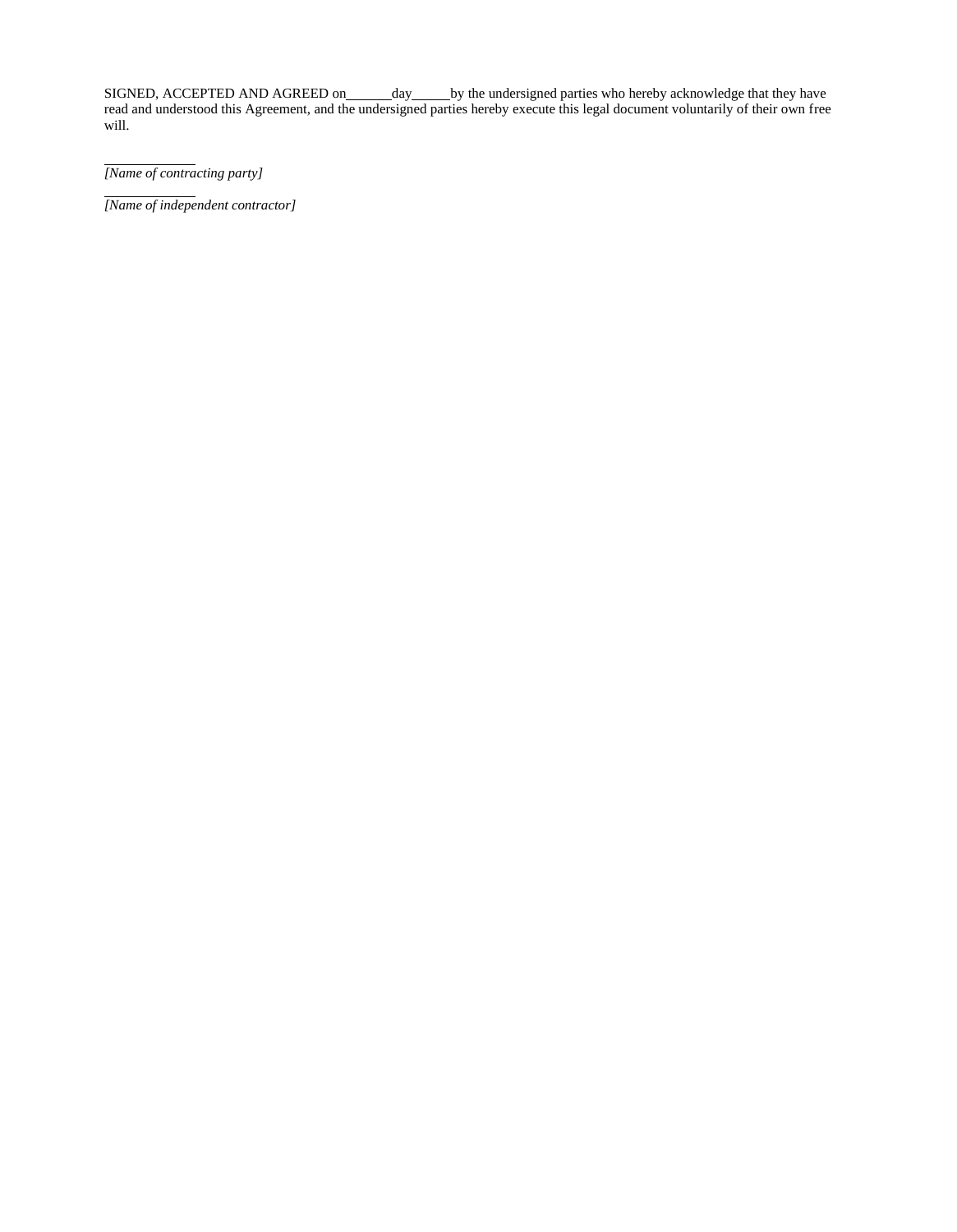SIGNED, ACCEPTED AND AGREED on______day_____by the undersigned parties who hereby acknowledge that they have read and understood this Agreement, and the undersigned parties hereby execute this legal document voluntarily of their own free will.

____________
*[Name of contracting party]*

____________
*[Name of independent contractor]*